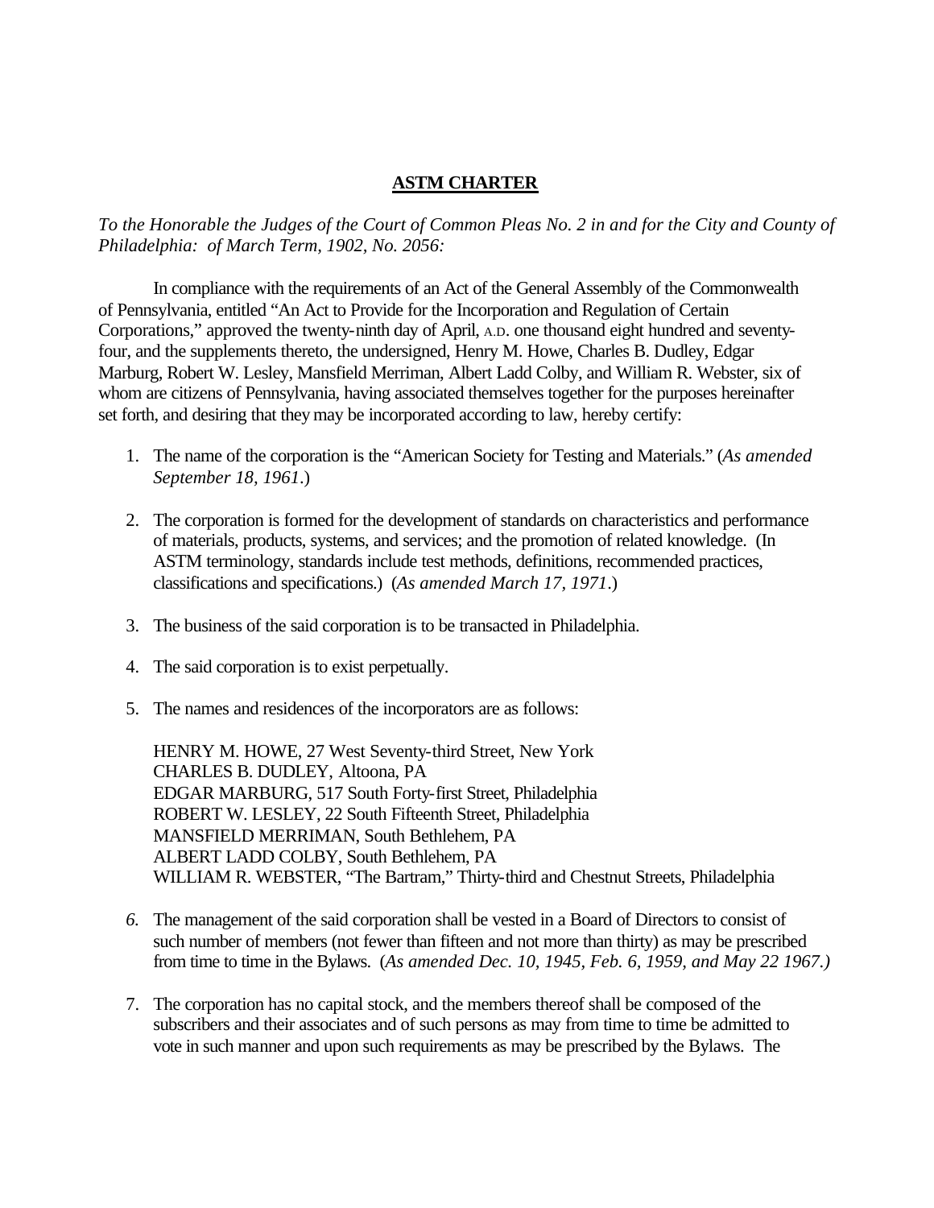# **ASTM CHARTER**

*To the Honorable the Judges of the Court of Common Pleas No. 2 in and for the City and County of Philadelphia: of March Term, 1902, No. 2056:*

In compliance with the requirements of an Act of the General Assembly of the Commonwealth of Pennsylvania, entitled "An Act to Provide for the Incorporation and Regulation of Certain Corporations," approved the twenty-ninth day of April, A.D. one thousand eight hundred and seventy-four, and the supplements thereto, the undersigned, Henry M. Howe, Charles B. Dudley, Edgar Marburg, Robert W. Lesley, Mansfield Merriman, Albert Ladd Colby, and William R. Webster, six of whom are citizens of Pennsylvania, having associated themselves together for the purposes hereinafter set forth, and desiring that they may be incorporated according to law, hereby certify:

1. The name of the corporation is the "American Society for Testing and Materials." (*As amended September 18, 1961*.)

2. The corporation is formed for the development of standards on characteristics and performance of materials, products, systems, and services; and the promotion of related knowledge. (In ASTM terminology, standards include test methods, definitions, recommended practices, classifications and specifications.) (*As amended March 17, 1971*.)

3. The business of the said corporation is to be transacted in Philadelphia.

4. The said corporation is to exist perpetually.

5. The names and residences of the incorporators are as follows:

   HENRY M. HOWE, 27 West Seventy-third Street, New York
   CHARLES B. DUDLEY, Altoona, PA
   EDGAR MARBURG, 517 South Forty-first Street, Philadelphia
   ROBERT W. LESLEY, 22 South Fifteenth Street, Philadelphia
   MANSFIELD MERRIMAN, South Bethlehem, PA
   ALBERT LADD COLBY, South Bethlehem, PA
   WILLIAM R. WEBSTER, "The Bartram," Thirty-third and Chestnut Streets, Philadelphia

6. The management of the said corporation shall be vested in a Board of Directors to consist of such number of members (not fewer than fifteen and not more than thirty) as may be prescribed from time to time in the Bylaws. (*As amended Dec. 10, 1945, Feb. 6, 1959, and May 22 1967.)*

7. The corporation has no capital stock, and the members thereof shall be composed of the subscribers and their associates and of such persons as may from time to time be admitted to vote in such manner and upon such requirements as may be prescribed by the Bylaws. The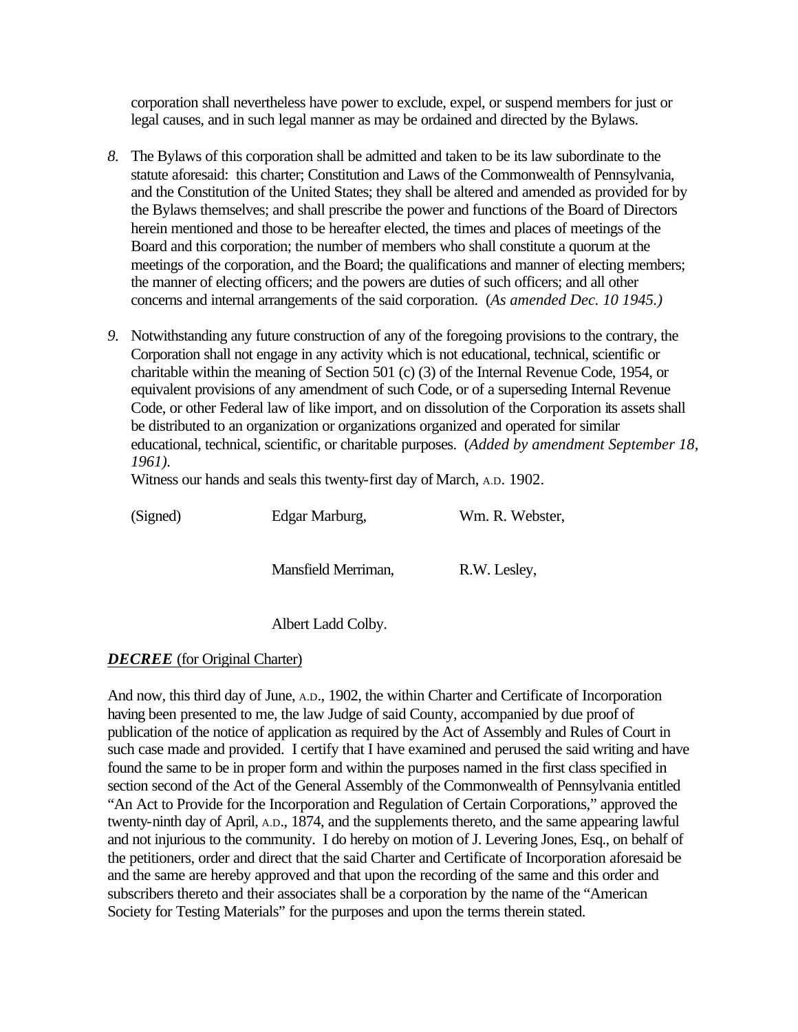corporation shall nevertheless have power to exclude, expel, or suspend members for just or legal causes, and in such legal manner as may be ordained and directed by the Bylaws.

*8.* The Bylaws of this corporation shall be admitted and taken to be its law subordinate to the statute aforesaid: this charter; Constitution and Laws of the Commonwealth of Pennsylvania, and the Constitution of the United States; they shall be altered and amended as provided for by the Bylaws themselves; and shall prescribe the power and functions of the Board of Directors herein mentioned and those to be hereafter elected, the times and places of meetings of the Board and this corporation; the number of members who shall constitute a quorum at the meetings of the corporation, and the Board; the qualifications and manner of electing members; the manner of electing officers; and the powers are duties of such officers; and all other concerns and internal arrangements of the said corporation. (*As amended Dec. 10 1945.)*

*9.* Notwithstanding any future construction of any of the foregoing provisions to the contrary, the Corporation shall not engage in any activity which is not educational, technical, scientific or charitable within the meaning of Section 501 (c) (3) of the Internal Revenue Code, 1954, or equivalent provisions of any amendment of such Code, or of a superseding Internal Revenue Code, or other Federal law of like import, and on dissolution of the Corporation its assets shall be distributed to an organization or organizations organized and operated for similar educational, technical, scientific, or charitable purposes. (*Added by amendment September 18, 1961).*

Witness our hands and seals this twenty-first day of March, A.D. 1902.

(Signed) Edgar Marburg, Wm. R. Webster,

Mansfield Merriman, R.W. Lesley,

Albert Ladd Colby.

***DECREE*** (for Original Charter)

And now, this third day of June, A.D., 1902, the within Charter and Certificate of Incorporation having been presented to me, the law Judge of said County, accompanied by due proof of publication of the notice of application as required by the Act of Assembly and Rules of Court in such case made and provided. I certify that I have examined and perused the said writing and have found the same to be in proper form and within the purposes named in the first class specified in section second of the Act of the General Assembly of the Commonwealth of Pennsylvania entitled "An Act to Provide for the Incorporation and Regulation of Certain Corporations," approved the twenty-ninth day of April, A.D., 1874, and the supplements thereto, and the same appearing lawful and not injurious to the community. I do hereby on motion of J. Levering Jones, Esq., on behalf of the petitioners, order and direct that the said Charter and Certificate of Incorporation aforesaid be and the same are hereby approved and that upon the recording of the same and this order and subscribers thereto and their associates shall be a corporation by the name of the "American Society for Testing Materials" for the purposes and upon the terms therein stated.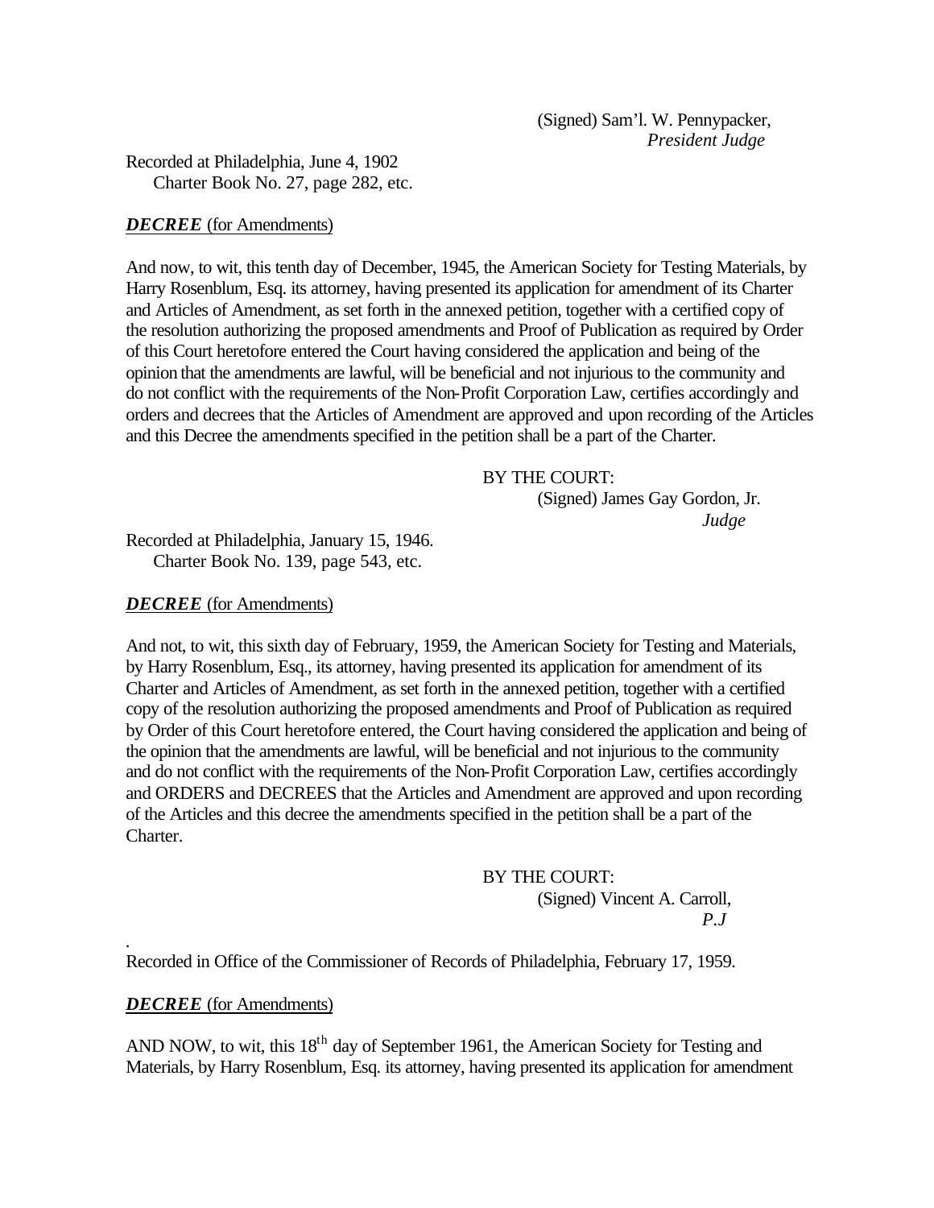(Signed) Sam'l. W. Pennypacker,
*President Judge*

Recorded at Philadelphia, June 4, 1902
Charter Book No. 27, page 282, etc.

***DECREE*** (for Amendments)

And now, to wit, this tenth day of December, 1945, the American Society for Testing Materials, by Harry Rosenblum, Esq. its attorney, having presented its application for amendment of its Charter and Articles of Amendment, as set forth in the annexed petition, together with a certified copy of the resolution authorizing the proposed amendments and Proof of Publication as required by Order of this Court heretofore entered the Court having considered the application and being of the opinion that the amendments are lawful, will be beneficial and not injurious to the community and do not conflict with the requirements of the Non-Profit Corporation Law, certifies accordingly and orders and decrees that the Articles of Amendment are approved and upon recording of the Articles and this Decree the amendments specified in the petition shall be a part of the Charter.

BY THE COURT:
(Signed) James Gay Gordon, Jr.
*Judge*

Recorded at Philadelphia, January 15, 1946.
Charter Book No. 139, page 543, etc.

***DECREE*** (for Amendments)

And not, to wit, this sixth day of February, 1959, the American Society for Testing and Materials, by Harry Rosenblum, Esq., its attorney, having presented its application for amendment of its Charter and Articles of Amendment, as set forth in the annexed petition, together with a certified copy of the resolution authorizing the proposed amendments and Proof of Publication as required by Order of this Court heretofore entered, the Court having considered the application and being of the opinion that the amendments are lawful, will be beneficial and not injurious to the community and do not conflict with the requirements of the Non-Profit Corporation Law, certifies accordingly and ORDERS and DECREES that the Articles and Amendment are approved and upon recording of the Articles and this decree the amendments specified in the petition shall be a part of the Charter.

BY THE COURT:
(Signed) Vincent A. Carroll,
*P.J*

.
Recorded in Office of the Commissioner of Records of Philadelphia, February 17, 1959.

***DECREE*** (for Amendments)

AND NOW, to wit, this 18th day of September 1961, the American Society for Testing and Materials, by Harry Rosenblum, Esq. its attorney, having presented its application for amendment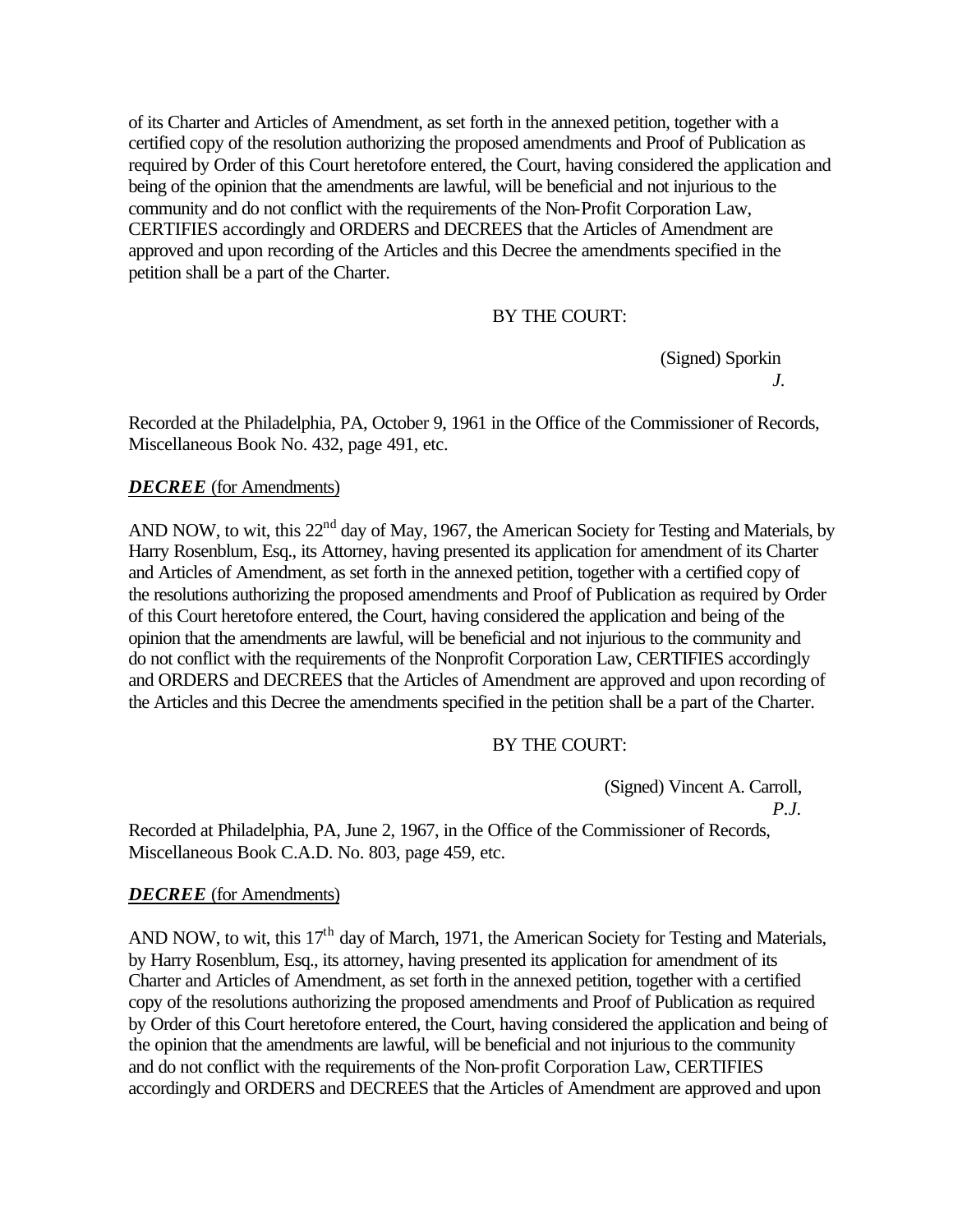of its Charter and Articles of Amendment, as set forth in the annexed petition, together with a certified copy of the resolution authorizing the proposed amendments and Proof of Publication as required by Order of this Court heretofore entered, the Court, having considered the application and being of the opinion that the amendments are lawful, will be beneficial and not injurious to the community and do not conflict with the requirements of the Non-Profit Corporation Law, CERTIFIES accordingly and ORDERS and DECREES that the Articles of Amendment are approved and upon recording of the Articles and this Decree the amendments specified in the petition shall be a part of the Charter.

BY THE COURT:

(Signed) Sporkin
*J.*

Recorded at the Philadelphia, PA, October 9, 1961 in the Office of the Commissioner of Records, Miscellaneous Book No. 432, page 491, etc.

***DECREE*** (for Amendments)

AND NOW, to wit, this 22nd day of May, 1967, the American Society for Testing and Materials, by Harry Rosenblum, Esq., its Attorney, having presented its application for amendment of its Charter and Articles of Amendment, as set forth in the annexed petition, together with a certified copy of the resolutions authorizing the proposed amendments and Proof of Publication as required by Order of this Court heretofore entered, the Court, having considered the application and being of the opinion that the amendments are lawful, will be beneficial and not injurious to the community and do not conflict with the requirements of the Nonprofit Corporation Law, CERTIFIES accordingly and ORDERS and DECREES that the Articles of Amendment are approved and upon recording of the Articles and this Decree the amendments specified in the petition shall be a part of the Charter.

BY THE COURT:

(Signed) Vincent A. Carroll,
*P.J.*

Recorded at Philadelphia, PA, June 2, 1967, in the Office of the Commissioner of Records, Miscellaneous Book C.A.D. No. 803, page 459, etc.

***DECREE*** (for Amendments)

AND NOW, to wit, this 17th day of March, 1971, the American Society for Testing and Materials, by Harry Rosenblum, Esq., its attorney, having presented its application for amendment of its Charter and Articles of Amendment, as set forth in the annexed petition, together with a certified copy of the resolutions authorizing the proposed amendments and Proof of Publication as required by Order of this Court heretofore entered, the Court, having considered the application and being of the opinion that the amendments are lawful, will be beneficial and not injurious to the community and do not conflict with the requirements of the Non-profit Corporation Law, CERTIFIES accordingly and ORDERS and DECREES that the Articles of Amendment are approved and upon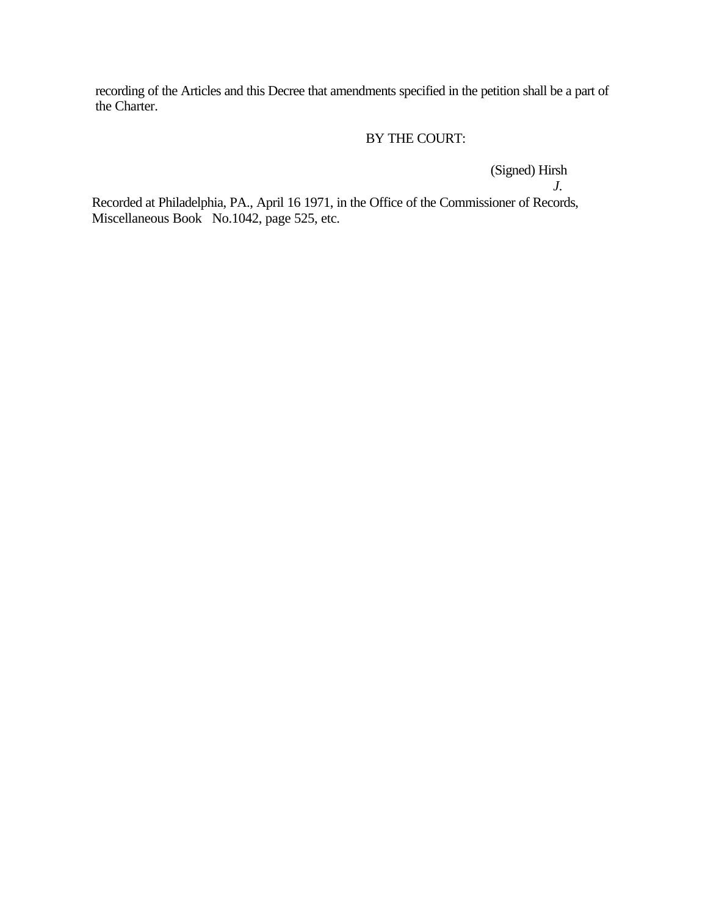recording of the Articles and this Decree that amendments specified in the petition shall be a part of the Charter.

BY THE COURT:

(Signed) Hirsh
*J.*

Recorded at Philadelphia, PA., April 16 1971, in the Office of the Commissioner of Records, Miscellaneous Book No.1042, page 525, etc.